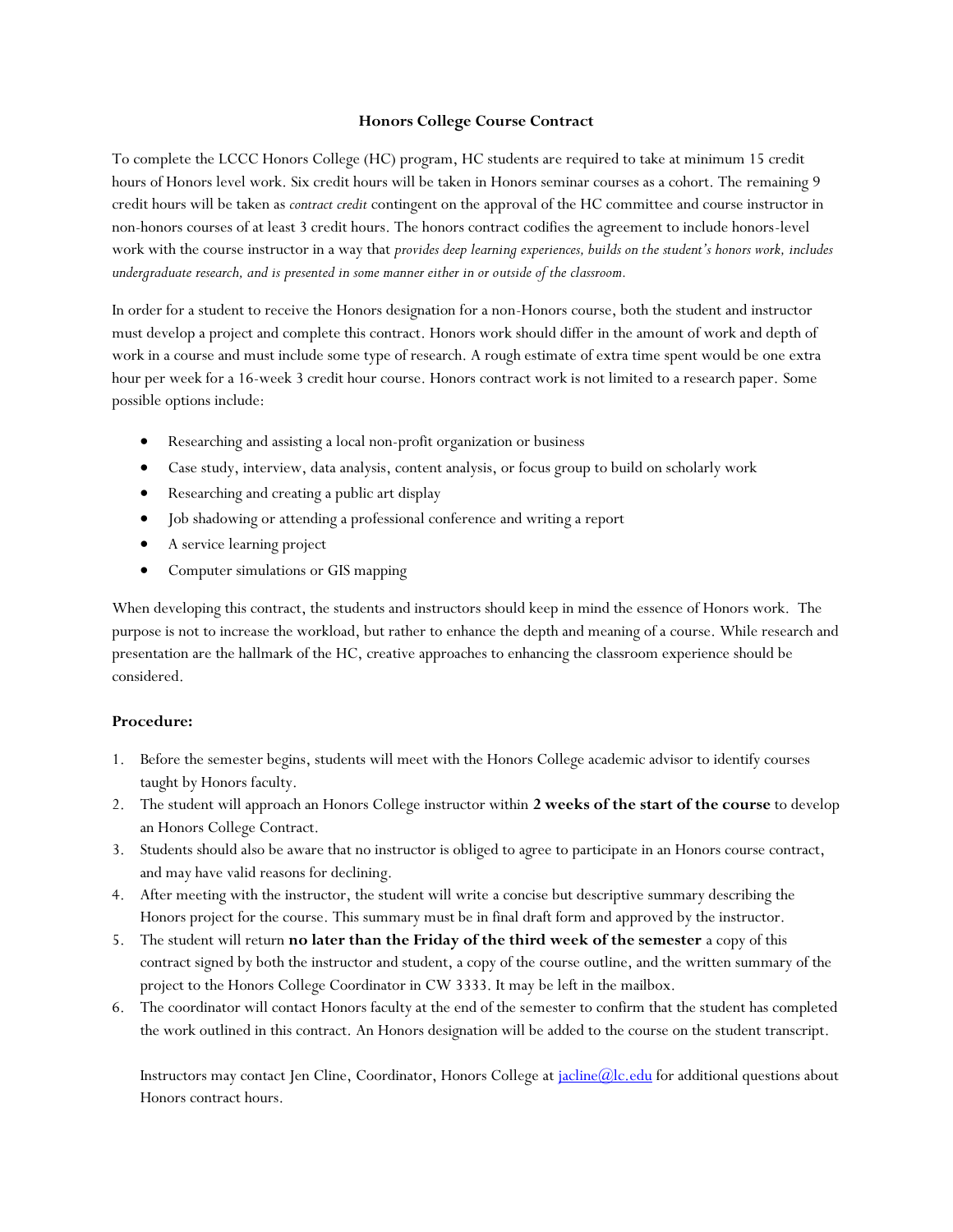# Honors College Course Contract

To complete the LCCC Honors College (HC) program, HC students are required to take at minimum 15 credit hours of Honors level work. Six credit hours will be taken in Honors seminar courses as a cohort. The remaining 9 credit hours will be taken as *contract credit* contingent on the approval of the HC committee and course instructor in non-honors courses of at least 3 credit hours. The honors contract codifies the agreement to include honors-level work with the course instructor in a way that *provides deep learning experiences, builds on the student's honors work, includes undergraduate research, and is presented in some manner either in or outside of the classroom.*

In order for a student to receive the Honors designation for a non-Honors course, both the student and instructor must develop a project and complete this contract. Honors work should differ in the amount of work and depth of work in a course and must include some type of research. A rough estimate of extra time spent would be one extra hour per week for a 16-week 3 credit hour course. Honors contract work is not limited to a research paper. Some possible options include:

- Researching and assisting a local non-profit organization or business
- Case study, interview, data analysis, content analysis, or focus group to build on scholarly work
- Researching and creating a public art display
- Job shadowing or attending a professional conference and writing a report
- A service learning project
- Computer simulations or GIS mapping

When developing this contract, the students and instructors should keep in mind the essence of Honors work. The purpose is not to increase the workload, but rather to enhance the depth and meaning of a course. While research and presentation are the hallmark of the HC, creative approaches to enhancing the classroom experience should be considered.

**Procedure:**

1. Before the semester begins, students will meet with the Honors College academic advisor to identify courses taught by Honors faculty.
2. The student will approach an Honors College instructor within **2 weeks of the start of the course** to develop an Honors College Contract.
3. Students should also be aware that no instructor is obliged to agree to participate in an Honors course contract, and may have valid reasons for declining.
4. After meeting with the instructor, the student will write a concise but descriptive summary describing the Honors project for the course. This summary must be in final draft form and approved by the instructor.
5. The student will return **no later than the Friday of the third week of the semester** a copy of this contract signed by both the instructor and student, a copy of the course outline, and the written summary of the project to the Honors College Coordinator in CW 3333. It may be left in the mailbox.
6. The coordinator will contact Honors faculty at the end of the semester to confirm that the student has completed the work outlined in this contract. An Honors designation will be added to the course on the student transcript.

Instructors may contact Jen Cline, Coordinator, Honors College at jacline@lc.edu for additional questions about Honors contract hours.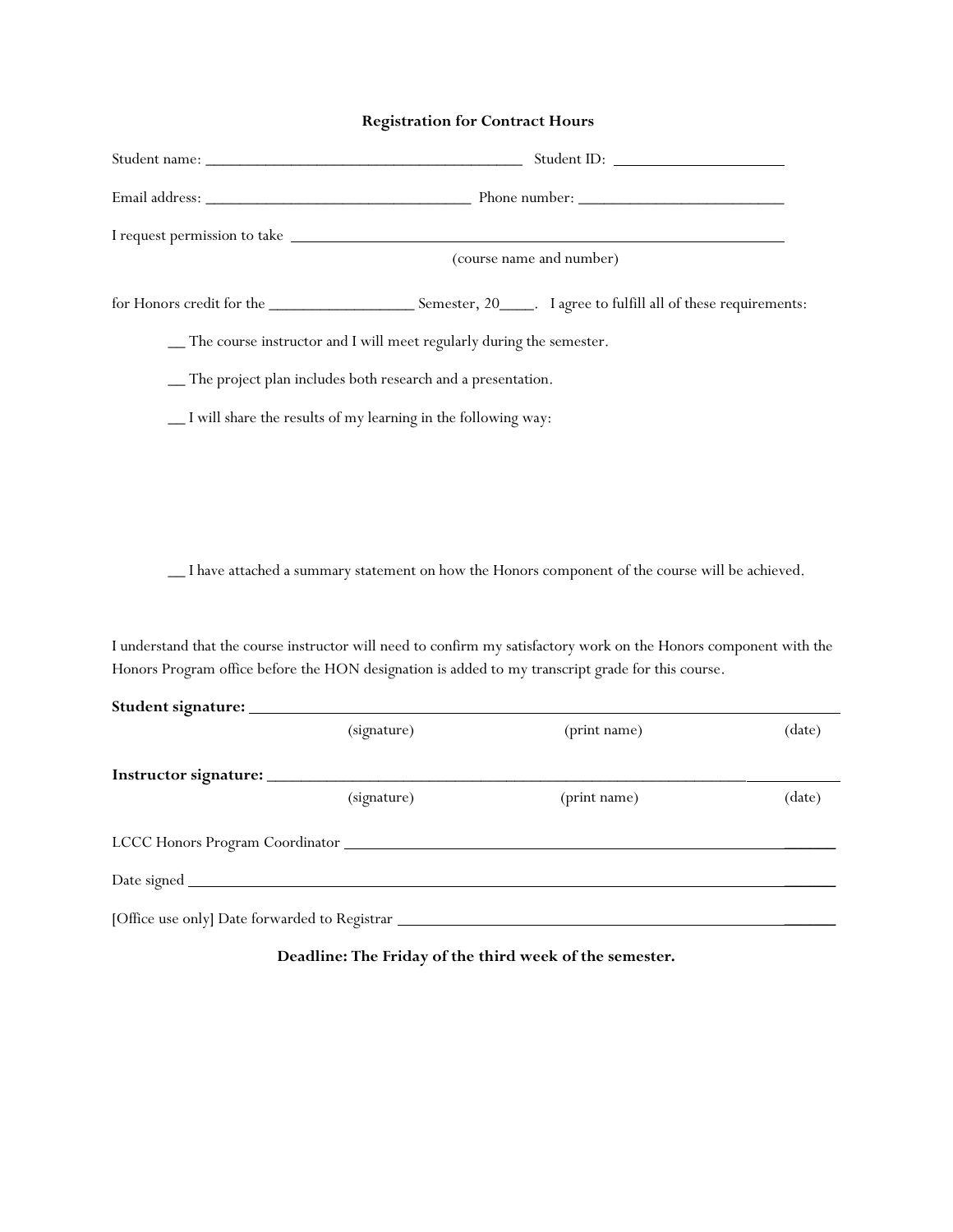## Registration for Contract Hours

Student name: ________________________________________ Student ID: ______________________

Email address: ________________________________ Phone number: _________________________

I request permission to take ______________________________________________________________

(course name and number)

for Honors credit for the _________________ Semester, 20____. I agree to fulfill all of these requirements:

__ The course instructor and I will meet regularly during the semester.

__ The project plan includes both research and a presentation.

__ I will share the results of my learning in the following way:

__ I have attached a summary statement on how the Honors component of the course will be achieved.

I understand that the course instructor will need to confirm my satisfactory work on the Honors component with the Honors Program office before the HON designation is added to my transcript grade for this course.

**Student signature:** ____________________________________________________________________

(signature) (print name) (date)

**Instructor signature:** __________________________________________________________________

(signature) (print name) (date)

LCCC Honors Program Coordinator ________________________________________________________

Date signed ______________________________________________________________________________

[Office use only] Date forwarded to Registrar ______________________________________________

**Deadline: The Friday of the third week of the semester.**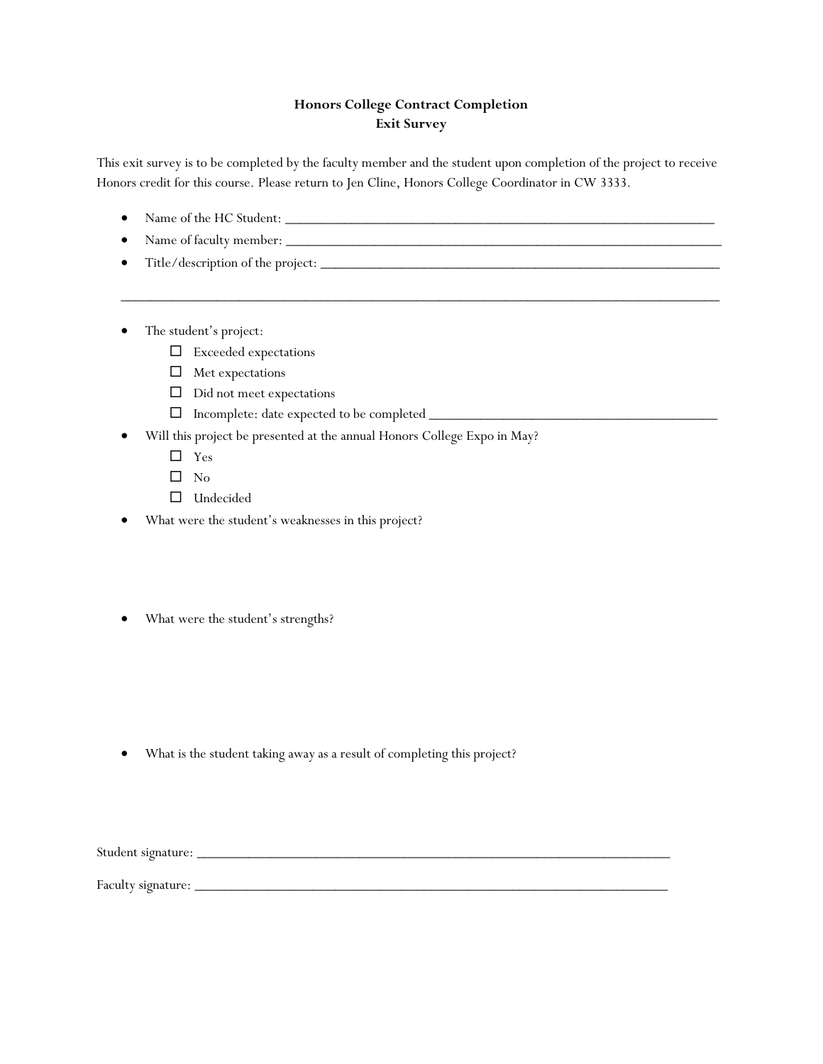**Honors College Contract Completion**
**Exit Survey**

This exit survey is to be completed by the faculty member and the student upon completion of the project to receive Honors credit for this course. Please return to Jen Cline, Honors College Coordinator in CW 3333.

- Name of the HC Student: ______________________________________________________________
- Name of faculty member: ______________________________________________________________
- Title/description of the project: ________________________________________________________

_____________________________________________________________________________________

- The student's project:
  - ☐ Exceeded expectations
  - ☐ Met expectations
  - ☐ Did not meet expectations
  - ☐ Incomplete: date expected to be completed ______________________________________
- Will this project be presented at the annual Honors College Expo in May?
  - ☐ Yes
  - ☐ No
  - ☐ Undecided
- What were the student's weaknesses in this project?

- What were the student's strengths?

- What is the student taking away as a result of completing this project?

Student signature: ___________________________________________________________________

Faculty signature: ___________________________________________________________________